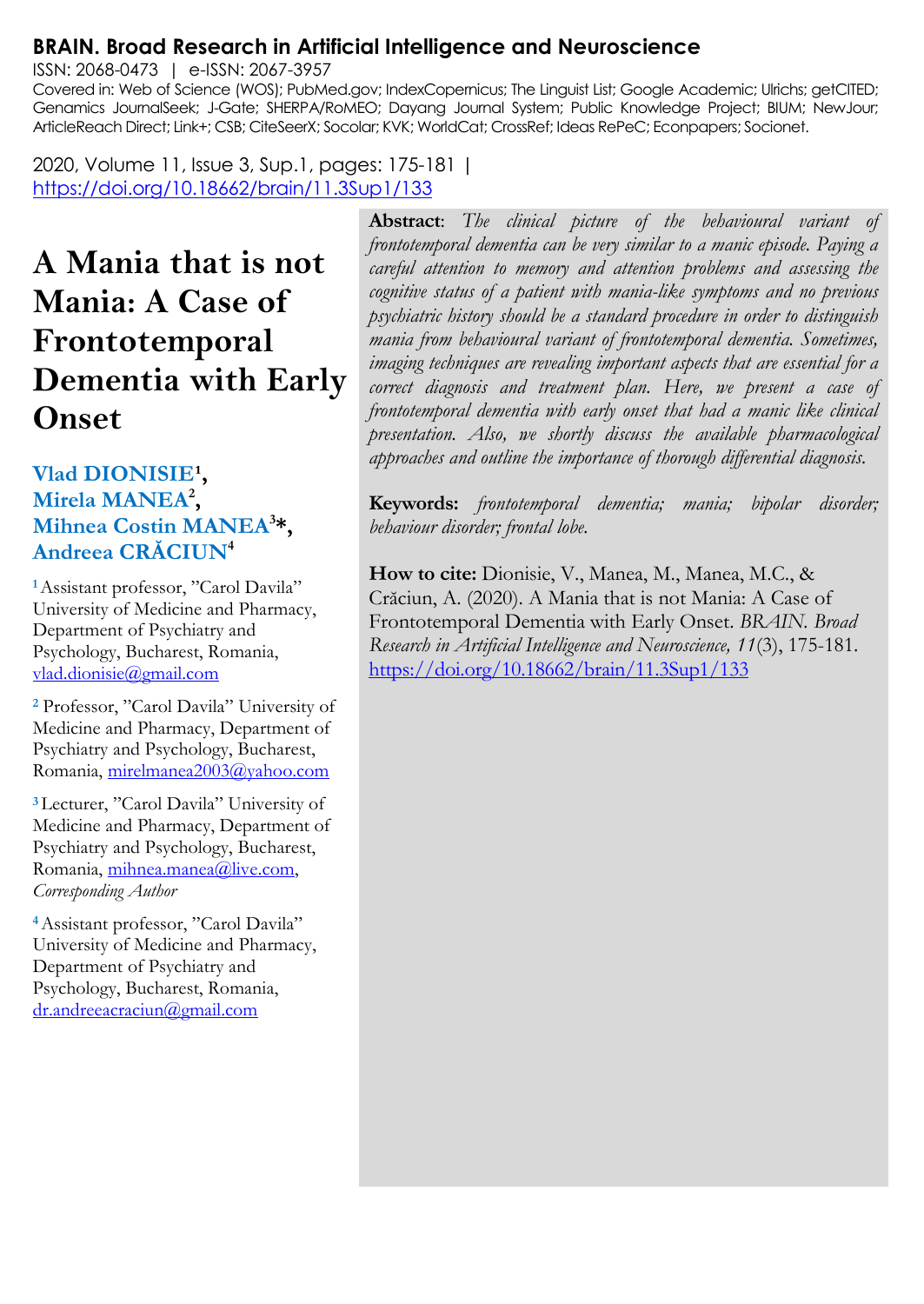**BRAIN. Broad Research in Artificial Intelligence and Neuroscience**

ISSN: 2068-0473 | e-ISSN: 2067-3957

Covered in: Web of Science (WOS); PubMed.gov; IndexCopernicus; The Linguist List; Google Academic; Ulrichs; getCITED; Genamics JournalSeek; J-Gate; SHERPA/RoMEO; Dayang Journal System; Public Knowledge Project; BIUM; NewJour; ArticleReach Direct; Link+; CSB; CiteSeerX; Socolar; KVK; WorldCat; CrossRef; Ideas RePeC; Econpapers; Socionet.

2020, Volume 11, Issue 3, Sup.1, pages: 175-181 | https://doi.org/10.18662/brain/11.3Sup1/133

# A Mania that is not Mania: A Case of Frontotemporal Dementia with Early Onset

**Vlad DIONISIE[1], Mirela MANEA[2], Mihnea Costin MANEA[3]\*, Andreea CRĂCIUN[4]**

[1] Assistant professor, "Carol Davila" University of Medicine and Pharmacy, Department of Psychiatry and Psychology, Bucharest, Romania, vlad.dionisie@gmail.com

[2] Professor, "Carol Davila" University of Medicine and Pharmacy, Department of Psychiatry and Psychology, Bucharest, Romania, mirelmanea2003@yahoo.com

[3] Lecturer, "Carol Davila" University of Medicine and Pharmacy, Department of Psychiatry and Psychology, Bucharest, Romania, mihnea.manea@live.com, *Corresponding Author*

[4] Assistant professor, "Carol Davila" University of Medicine and Pharmacy, Department of Psychiatry and Psychology, Bucharest, Romania, dr.andreeacraciun@gmail.com

**Abstract**: *The clinical picture of the behavioural variant of frontotemporal dementia can be very similar to a manic episode. Paying a careful attention to memory and attention problems and assessing the cognitive status of a patient with mania-like symptoms and no previous psychiatric history should be a standard procedure in order to distinguish mania from behavioural variant of frontotemporal dementia. Sometimes, imaging techniques are revealing important aspects that are essential for a correct diagnosis and treatment plan. Here, we present a case of frontotemporal dementia with early onset that had a manic like clinical presentation. Also, we shortly discuss the available pharmacological approaches and outline the importance of thorough differential diagnosis.*

**Keywords:** *frontotemporal dementia; mania; bipolar disorder; behaviour disorder; frontal lobe.*

**How to cite:** Dionisie, V., Manea, M., Manea, M.C., & Crăciun, A. (2020). A Mania that is not Mania: A Case of Frontotemporal Dementia with Early Onset. *BRAIN. Broad Research in Artificial Intelligence and Neuroscience, 11*(3), 175-181. https://doi.org/10.18662/brain/11.3Sup1/133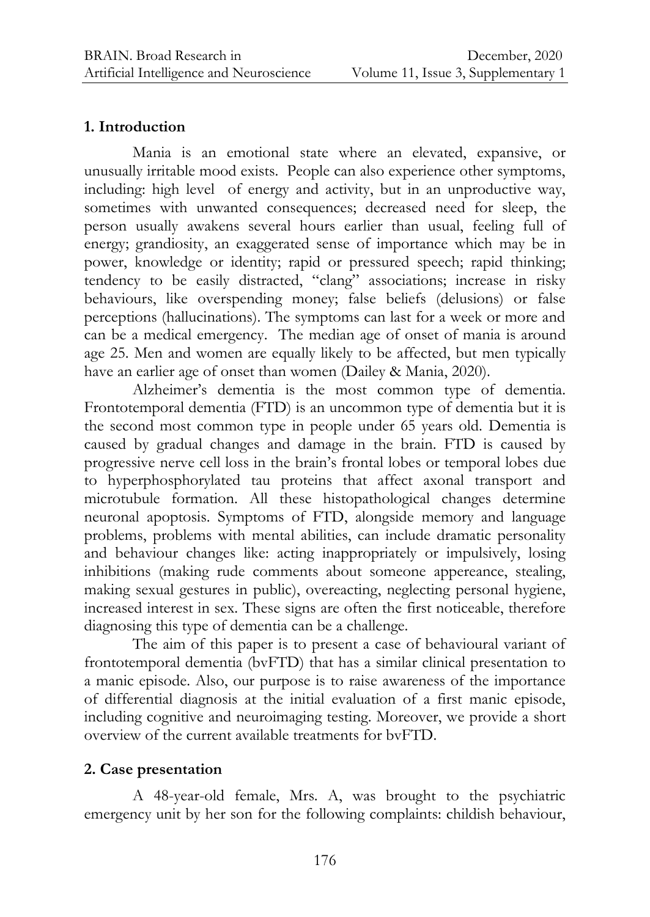## 1. Introduction

Mania is an emotional state where an elevated, expansive, or unusually irritable mood exists. People can also experience other symptoms, including: high level of energy and activity, but in an unproductive way, sometimes with unwanted consequences; decreased need for sleep, the person usually awakens several hours earlier than usual, feeling full of energy; grandiosity, an exaggerated sense of importance which may be in power, knowledge or identity; rapid or pressured speech; rapid thinking; tendency to be easily distracted, "clang" associations; increase in risky behaviours, like overspending money; false beliefs (delusions) or false perceptions (hallucinations). The symptoms can last for a week or more and can be a medical emergency. The median age of onset of mania is around age 25. Men and women are equally likely to be affected, but men typically have an earlier age of onset than women (Dailey & Mania, 2020).

Alzheimer's dementia is the most common type of dementia. Frontotemporal dementia (FTD) is an uncommon type of dementia but it is the second most common type in people under 65 years old. Dementia is caused by gradual changes and damage in the brain. FTD is caused by progressive nerve cell loss in the brain's frontal lobes or temporal lobes due to hyperphosphorylated tau proteins that affect axonal transport and microtubule formation. All these histopathological changes determine neuronal apoptosis. Symptoms of FTD, alongside memory and language problems, problems with mental abilities, can include dramatic personality and behaviour changes like: acting inappropriately or impulsively, losing inhibitions (making rude comments about someone appereance, stealing, making sexual gestures in public), overeacting, neglecting personal hygiene, increased interest in sex. These signs are often the first noticeable, therefore diagnosing this type of dementia can be a challenge.

The aim of this paper is to present a case of behavioural variant of frontotemporal dementia (bvFTD) that has a similar clinical presentation to a manic episode. Also, our purpose is to raise awareness of the importance of differential diagnosis at the initial evaluation of a first manic episode, including cognitive and neuroimaging testing. Moreover, we provide a short overview of the current available treatments for bvFTD.

## 2. Case presentation

A 48-year-old female, Mrs. A, was brought to the psychiatric emergency unit by her son for the following complaints: childish behaviour,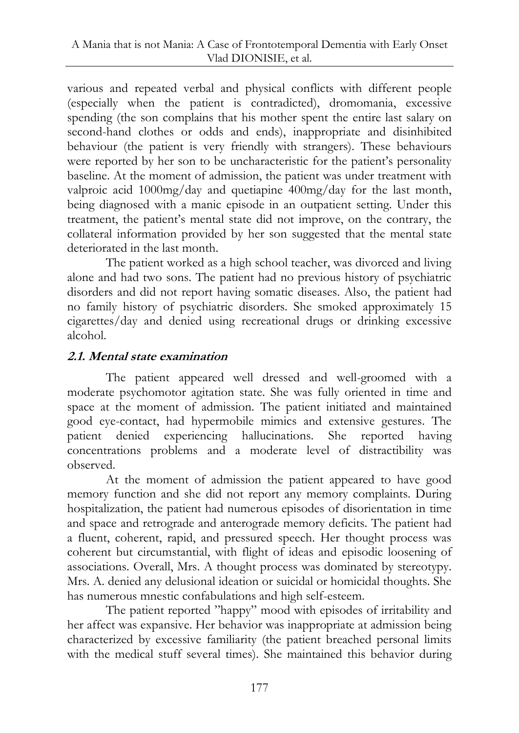various and repeated verbal and physical conflicts with different people (especially when the patient is contradicted), dromomania, excessive spending (the son complains that his mother spent the entire last salary on second-hand clothes or odds and ends), inappropriate and disinhibited behaviour (the patient is very friendly with strangers). These behaviours were reported by her son to be uncharacteristic for the patient's personality baseline. At the moment of admission, the patient was under treatment with valproic acid 1000mg/day and quetiapine 400mg/day for the last month, being diagnosed with a manic episode in an outpatient setting. Under this treatment, the patient's mental state did not improve, on the contrary, the collateral information provided by her son suggested that the mental state deteriorated in the last month.

The patient worked as a high school teacher, was divorced and living alone and had two sons. The patient had no previous history of psychiatric disorders and did not report having somatic diseases. Also, the patient had no family history of psychiatric disorders. She smoked approximately 15 cigarettes/day and denied using recreational drugs or drinking excessive alcohol.

### 2.1. Mental state examination

The patient appeared well dressed and well-groomed with a moderate psychomotor agitation state. She was fully oriented in time and space at the moment of admission. The patient initiated and maintained good eye-contact, had hypermobile mimics and extensive gestures. The patient denied experiencing hallucinations. She reported having concentrations problems and a moderate level of distractibility was observed.

At the moment of admission the patient appeared to have good memory function and she did not report any memory complaints. During hospitalization, the patient had numerous episodes of disorientation in time and space and retrograde and anterograde memory deficits. The patient had a fluent, coherent, rapid, and pressured speech. Her thought process was coherent but circumstantial, with flight of ideas and episodic loosening of associations. Overall, Mrs. A thought process was dominated by stereotypy. Mrs. A. denied any delusional ideation or suicidal or homicidal thoughts. She has numerous mnestic confabulations and high self-esteem.

The patient reported "happy" mood with episodes of irritability and her affect was expansive. Her behavior was inappropriate at admission being characterized by excessive familiarity (the patient breached personal limits with the medical stuff several times). She maintained this behavior during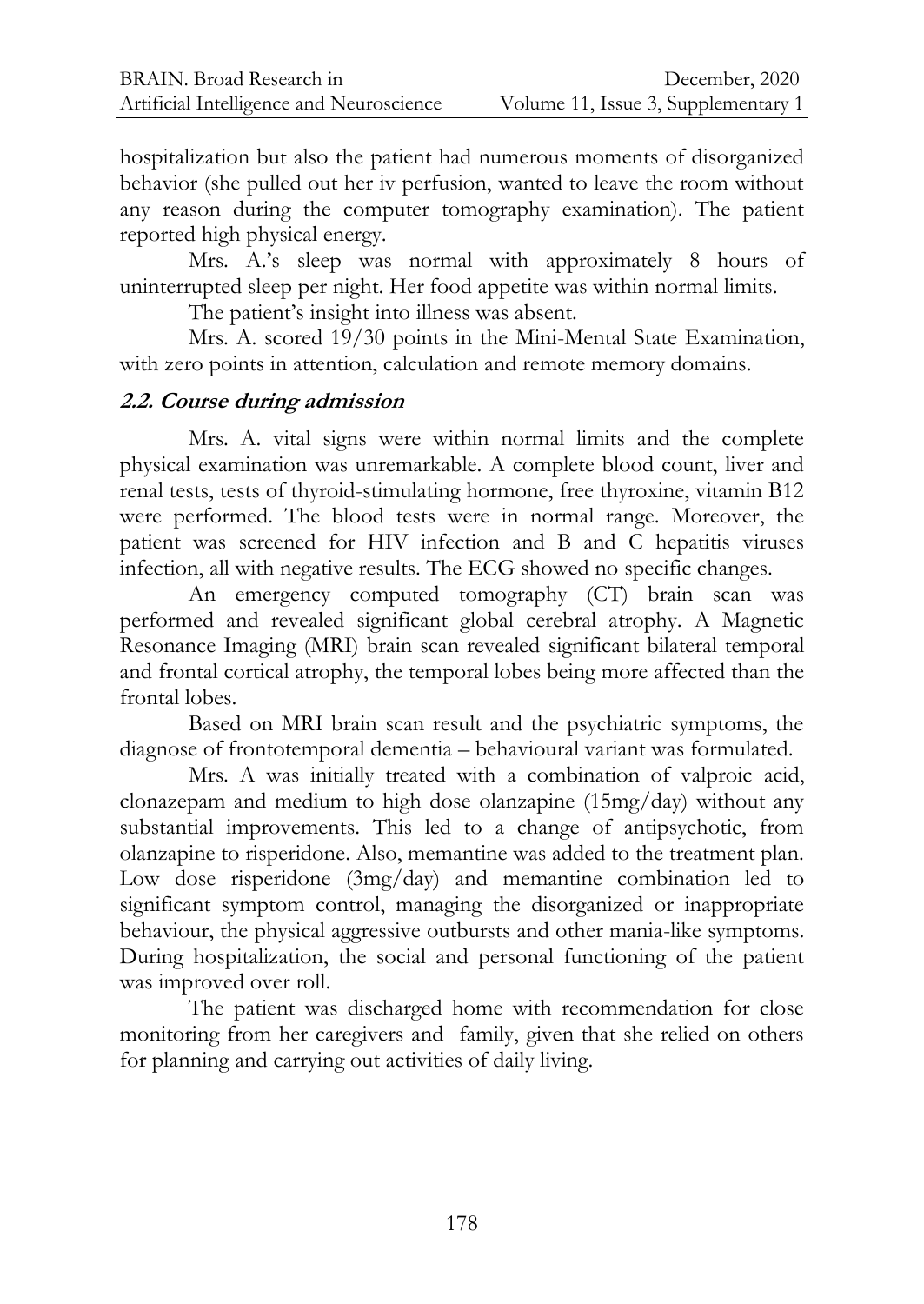hospitalization but also the patient had numerous moments of disorganized behavior (she pulled out her iv perfusion, wanted to leave the room without any reason during the computer tomography examination). The patient reported high physical energy.

Mrs. A.'s sleep was normal with approximately 8 hours of uninterrupted sleep per night. Her food appetite was within normal limits.

The patient's insight into illness was absent.

Mrs. A. scored 19/30 points in the Mini-Mental State Examination, with zero points in attention, calculation and remote memory domains.

### *2.2. Course during admission*

Mrs. A. vital signs were within normal limits and the complete physical examination was unremarkable. A complete blood count, liver and renal tests, tests of thyroid-stimulating hormone, free thyroxine, vitamin B12 were performed. The blood tests were in normal range. Moreover, the patient was screened for HIV infection and B and C hepatitis viruses infection, all with negative results. The ECG showed no specific changes.

An emergency computed tomography (CT) brain scan was performed and revealed significant global cerebral atrophy. A Magnetic Resonance Imaging (MRI) brain scan revealed significant bilateral temporal and frontal cortical atrophy, the temporal lobes being more affected than the frontal lobes.

Based on MRI brain scan result and the psychiatric symptoms, the diagnose of frontotemporal dementia – behavioural variant was formulated.

Mrs. A was initially treated with a combination of valproic acid, clonazepam and medium to high dose olanzapine (15mg/day) without any substantial improvements. This led to a change of antipsychotic, from olanzapine to risperidone. Also, memantine was added to the treatment plan. Low dose risperidone (3mg/day) and memantine combination led to significant symptom control, managing the disorganized or inappropriate behaviour, the physical aggressive outbursts and other mania-like symptoms. During hospitalization, the social and personal functioning of the patient was improved over roll.

The patient was discharged home with recommendation for close monitoring from her caregivers and family, given that she relied on others for planning and carrying out activities of daily living.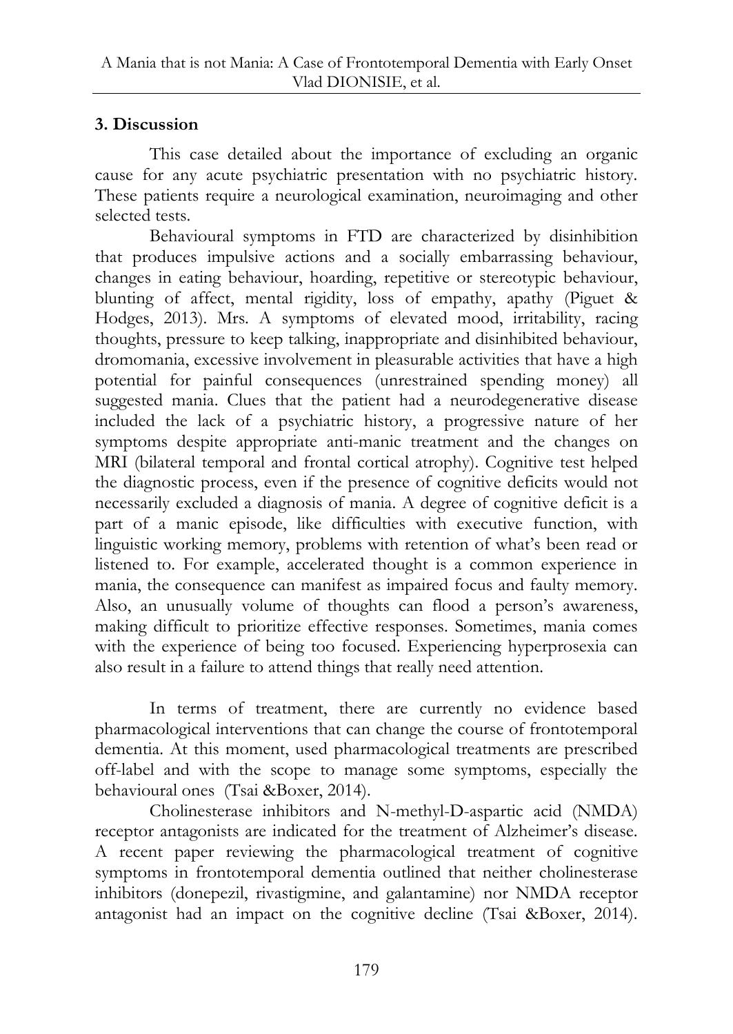## 3. Discussion

This case detailed about the importance of excluding an organic cause for any acute psychiatric presentation with no psychiatric history. These patients require a neurological examination, neuroimaging and other selected tests.

Behavioural symptoms in FTD are characterized by disinhibition that produces impulsive actions and a socially embarrassing behaviour, changes in eating behaviour, hoarding, repetitive or stereotypic behaviour, blunting of affect, mental rigidity, loss of empathy, apathy (Piguet & Hodges, 2013). Mrs. A symptoms of elevated mood, irritability, racing thoughts, pressure to keep talking, inappropriate and disinhibited behaviour, dromomania, excessive involvement in pleasurable activities that have a high potential for painful consequences (unrestrained spending money) all suggested mania. Clues that the patient had a neurodegenerative disease included the lack of a psychiatric history, a progressive nature of her symptoms despite appropriate anti-manic treatment and the changes on MRI (bilateral temporal and frontal cortical atrophy). Cognitive test helped the diagnostic process, even if the presence of cognitive deficits would not necessarily excluded a diagnosis of mania. A degree of cognitive deficit is a part of a manic episode, like difficulties with executive function, with linguistic working memory, problems with retention of what's been read or listened to. For example, accelerated thought is a common experience in mania, the consequence can manifest as impaired focus and faulty memory. Also, an unusually volume of thoughts can flood a person's awareness, making difficult to prioritize effective responses. Sometimes, mania comes with the experience of being too focused. Experiencing hyperprosexia can also result in a failure to attend things that really need attention.

In terms of treatment, there are currently no evidence based pharmacological interventions that can change the course of frontotemporal dementia. At this moment, used pharmacological treatments are prescribed off-label and with the scope to manage some symptoms, especially the behavioural ones (Tsai &Boxer, 2014).

Cholinesterase inhibitors and N-methyl-D-aspartic acid (NMDA) receptor antagonists are indicated for the treatment of Alzheimer's disease. A recent paper reviewing the pharmacological treatment of cognitive symptoms in frontotemporal dementia outlined that neither cholinesterase inhibitors (donepezil, rivastigmine, and galantamine) nor NMDA receptor antagonist had an impact on the cognitive decline (Tsai &Boxer, 2014).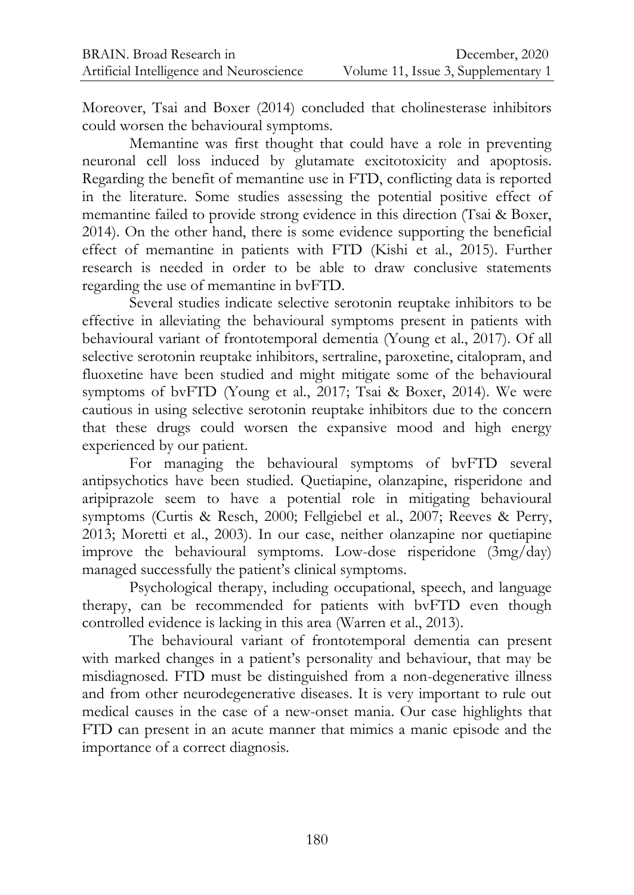Moreover, Tsai and Boxer (2014) concluded that cholinesterase inhibitors could worsen the behavioural symptoms.

Memantine was first thought that could have a role in preventing neuronal cell loss induced by glutamate excitotoxicity and apoptosis. Regarding the benefit of memantine use in FTD, conflicting data is reported in the literature. Some studies assessing the potential positive effect of memantine failed to provide strong evidence in this direction (Tsai & Boxer, 2014). On the other hand, there is some evidence supporting the beneficial effect of memantine in patients with FTD (Kishi et al., 2015). Further research is needed in order to be able to draw conclusive statements regarding the use of memantine in bvFTD.

Several studies indicate selective serotonin reuptake inhibitors to be effective in alleviating the behavioural symptoms present in patients with behavioural variant of frontotemporal dementia (Young et al., 2017). Of all selective serotonin reuptake inhibitors, sertraline, paroxetine, citalopram, and fluoxetine have been studied and might mitigate some of the behavioural symptoms of bvFTD (Young et al., 2017; Tsai & Boxer, 2014). We were cautious in using selective serotonin reuptake inhibitors due to the concern that these drugs could worsen the expansive mood and high energy experienced by our patient.

For managing the behavioural symptoms of bvFTD several antipsychotics have been studied. Quetiapine, olanzapine, risperidone and aripiprazole seem to have a potential role in mitigating behavioural symptoms (Curtis & Resch, 2000; Fellgiebel et al., 2007; Reeves & Perry, 2013; Moretti et al., 2003). In our case, neither olanzapine nor quetiapine improve the behavioural symptoms. Low-dose risperidone (3mg/day) managed successfully the patient's clinical symptoms.

Psychological therapy, including occupational, speech, and language therapy, can be recommended for patients with bvFTD even though controlled evidence is lacking in this area (Warren et al., 2013).

The behavioural variant of frontotemporal dementia can present with marked changes in a patient's personality and behaviour, that may be misdiagnosed. FTD must be distinguished from a non-degenerative illness and from other neurodegenerative diseases. It is very important to rule out medical causes in the case of a new-onset mania. Our case highlights that FTD can present in an acute manner that mimics a manic episode and the importance of a correct diagnosis.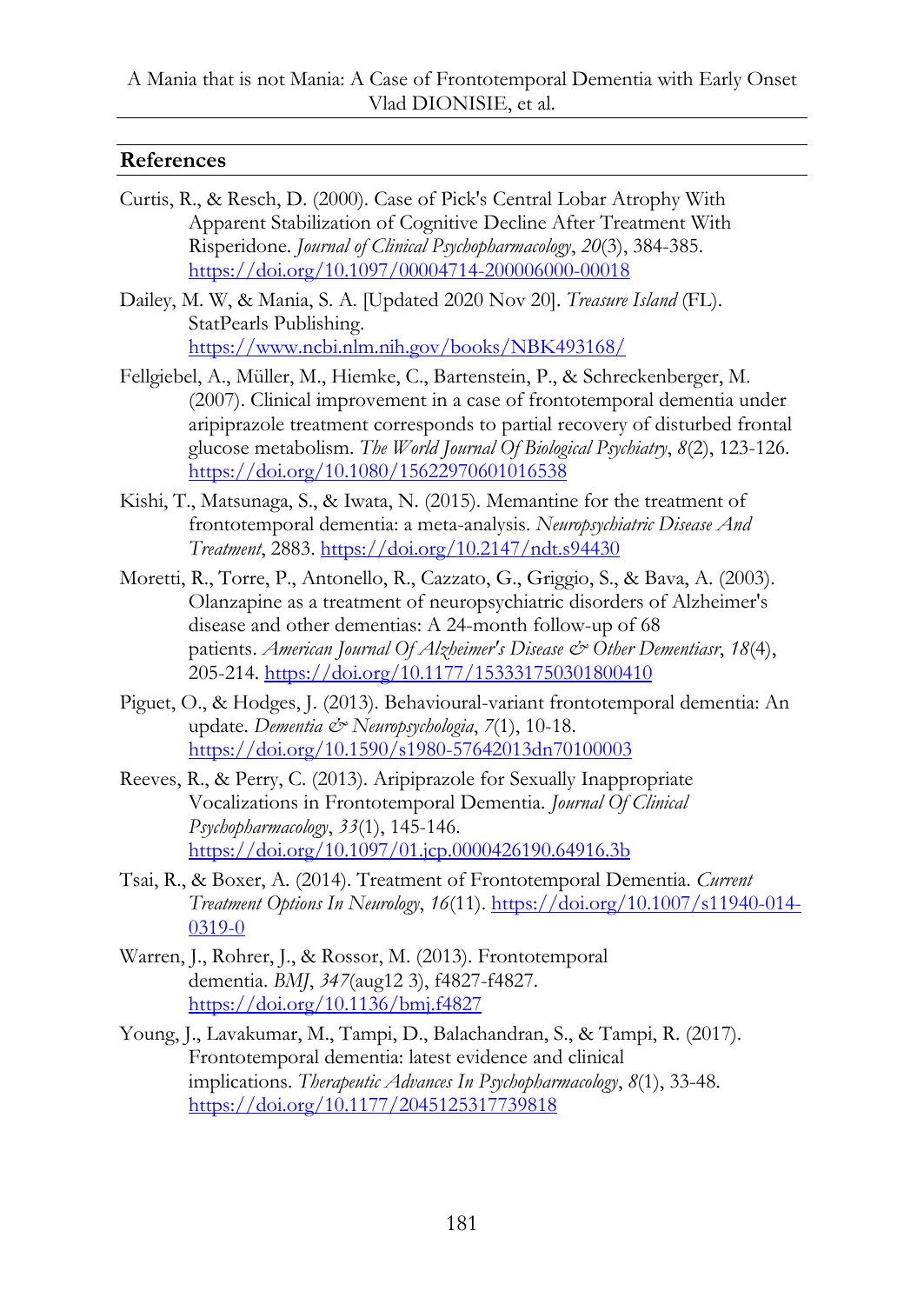## References

Curtis, R., & Resch, D. (2000). Case of Pick's Central Lobar Atrophy With Apparent Stabilization of Cognitive Decline After Treatment With Risperidone. *Journal of Clinical Psychopharmacology*, *20*(3), 384-385. https://doi.org/10.1097/00004714-200006000-00018

Dailey, M. W, & Mania, S. A. [Updated 2020 Nov 20]. *Treasure Island* (FL). StatPearls Publishing. https://www.ncbi.nlm.nih.gov/books/NBK493168/

Fellgiebel, A., Müller, M., Hiemke, C., Bartenstein, P., & Schreckenberger, M. (2007). Clinical improvement in a case of frontotemporal dementia under aripiprazole treatment corresponds to partial recovery of disturbed frontal glucose metabolism. *The World Journal Of Biological Psychiatry*, *8*(2), 123-126. https://doi.org/10.1080/15622970601016538

Kishi, T., Matsunaga, S., & Iwata, N. (2015). Memantine for the treatment of frontotemporal dementia: a meta-analysis. *Neuropsychiatric Disease And Treatment*, 2883. https://doi.org/10.2147/ndt.s94430

Moretti, R., Torre, P., Antonello, R., Cazzato, G., Griggio, S., & Bava, A. (2003). Olanzapine as a treatment of neuropsychiatric disorders of Alzheimer's disease and other dementias: A 24-month follow-up of 68 patients. *American Journal Of Alzheimer's Disease & Other Dementiasr*, *18*(4), 205-214. https://doi.org/10.1177/153331750301800410

Piguet, O., & Hodges, J. (2013). Behavioural-variant frontotemporal dementia: An update. *Dementia & Neuropsychologia*, *7*(1), 10-18. https://doi.org/10.1590/s1980-57642013dn70100003

Reeves, R., & Perry, C. (2013). Aripiprazole for Sexually Inappropriate Vocalizations in Frontotemporal Dementia. *Journal Of Clinical Psychopharmacology*, *33*(1), 145-146. https://doi.org/10.1097/01.jcp.0000426190.64916.3b

Tsai, R., & Boxer, A. (2014). Treatment of Frontotemporal Dementia. *Current Treatment Options In Neurology*, *16*(11). https://doi.org/10.1007/s11940-014-0319-0

Warren, J., Rohrer, J., & Rossor, M. (2013). Frontotemporal dementia. *BMJ*, *347*(aug12 3), f4827-f4827. https://doi.org/10.1136/bmj.f4827

Young, J., Lavakumar, M., Tampi, D., Balachandran, S., & Tampi, R. (2017). Frontotemporal dementia: latest evidence and clinical implications. *Therapeutic Advances In Psychopharmacology*, *8*(1), 33-48. https://doi.org/10.1177/2045125317739818